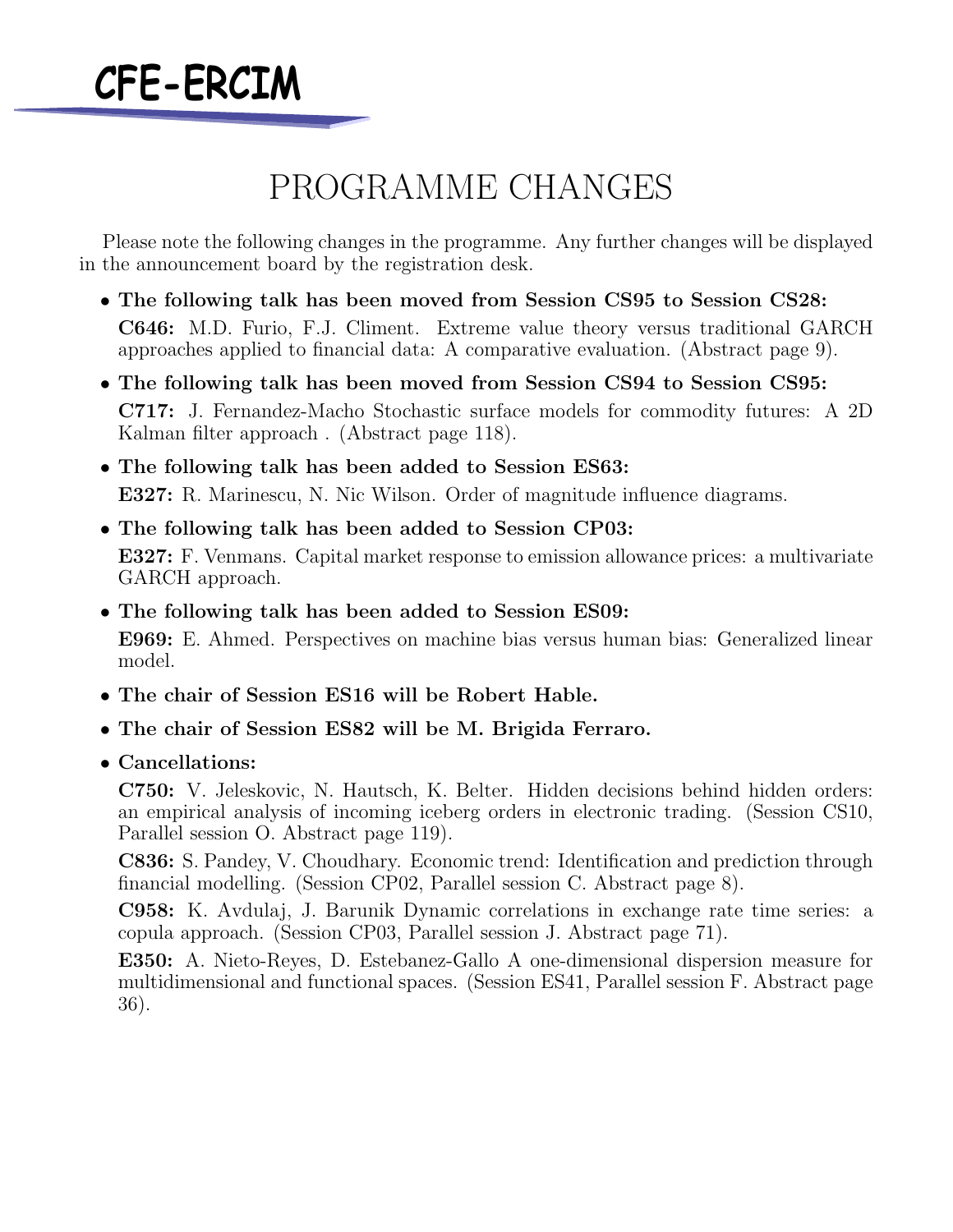# CFE-ERCIM

## PROGRAMME CHANGES

Please note the following changes in the programme. Any further changes will be displayed in the announcement board by the registration desk.

- **The following talk has been moved from Session CS95 to Session CS28:**
  **C646:** M.D. Furio, F.J. Climent. Extreme value theory versus traditional GARCH approaches applied to financial data: A comparative evaluation. (Abstract page 9).
- **The following talk has been moved from Session CS94 to Session CS95:**
  **C717:** J. Fernandez-Macho Stochastic surface models for commodity futures: A 2D Kalman filter approach . (Abstract page 118).
- **The following talk has been added to Session ES63:**
  **E327:** R. Marinescu, N. Nic Wilson. Order of magnitude influence diagrams.
- **The following talk has been added to Session CP03:**
  **E327:** F. Venmans. Capital market response to emission allowance prices: a multivariate GARCH approach.
- **The following talk has been added to Session ES09:**
  **E969:** E. Ahmed. Perspectives on machine bias versus human bias: Generalized linear model.
- **The chair of Session ES16 will be Robert Hable.**
- **The chair of Session ES82 will be M. Brigida Ferraro.**
- **Cancellations:**
  **C750:** V. Jeleskovic, N. Hautsch, K. Belter. Hidden decisions behind hidden orders: an empirical analysis of incoming iceberg orders in electronic trading. (Session CS10, Parallel session O. Abstract page 119).

  **C836:** S. Pandey, V. Choudhary. Economic trend: Identification and prediction through financial modelling. (Session CP02, Parallel session C. Abstract page 8).

  **C958:** K. Avdulaj, J. Barunik Dynamic correlations in exchange rate time series: a copula approach. (Session CP03, Parallel session J. Abstract page 71).

  **E350:** A. Nieto-Reyes, D. Estebanez-Gallo A one-dimensional dispersion measure for multidimensional and functional spaces. (Session ES41, Parallel session F. Abstract page 36).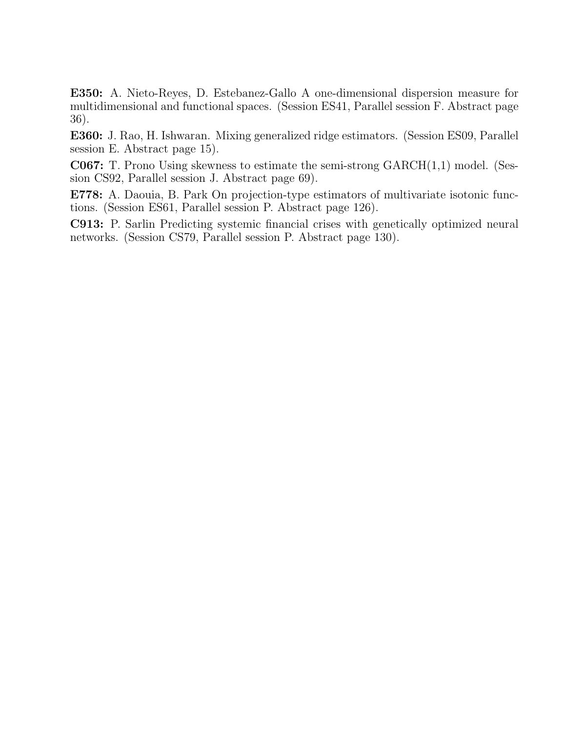**E350:** A. Nieto-Reyes, D. Estebanez-Gallo A one-dimensional dispersion measure for multidimensional and functional spaces. (Session ES41, Parallel session F. Abstract page 36).

**E360:** J. Rao, H. Ishwaran. Mixing generalized ridge estimators. (Session ES09, Parallel session E. Abstract page 15).

**C067:** T. Prono Using skewness to estimate the semi-strong GARCH(1,1) model. (Session CS92, Parallel session J. Abstract page 69).

**E778:** A. Daouia, B. Park On projection-type estimators of multivariate isotonic functions. (Session ES61, Parallel session P. Abstract page 126).

**C913:** P. Sarlin Predicting systemic financial crises with genetically optimized neural networks. (Session CS79, Parallel session P. Abstract page 130).